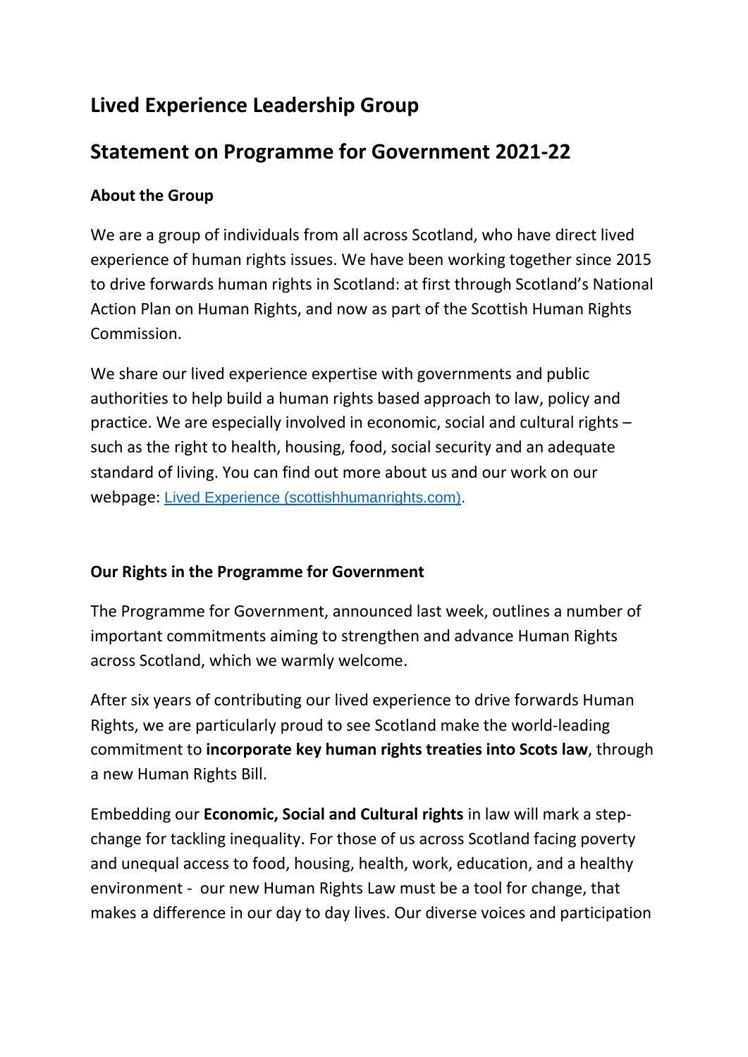# Lived Experience Leadership Group

# Statement on Programme for Government 2021-22

### About the Group

We are a group of individuals from all across Scotland, who have direct lived experience of human rights issues. We have been working together since 2015 to drive forwards human rights in Scotland: at first through Scotland's National Action Plan on Human Rights, and now as part of the Scottish Human Rights Commission.

We share our lived experience expertise with governments and public authorities to help build a human rights based approach to law, policy and practice. We are especially involved in economic, social and cultural rights – such as the right to health, housing, food, social security and an adequate standard of living. You can find out more about us and our work on our webpage: [Lived Experience (scottishhumanrights.com)](scottishhumanrights.com).

### Our Rights in the Programme for Government

The Programme for Government, announced last week, outlines a number of important commitments aiming to strengthen and advance Human Rights across Scotland, which we warmly welcome.

After six years of contributing our lived experience to drive forwards Human Rights, we are particularly proud to see Scotland make the world-leading commitment to **incorporate key human rights treaties into Scots law**, through a new Human Rights Bill.

Embedding our **Economic, Social and Cultural rights** in law will mark a step-change for tackling inequality. For those of us across Scotland facing poverty and unequal access to food, housing, health, work, education, and a healthy environment - our new Human Rights Law must be a tool for change, that makes a difference in our day to day lives. Our diverse voices and participation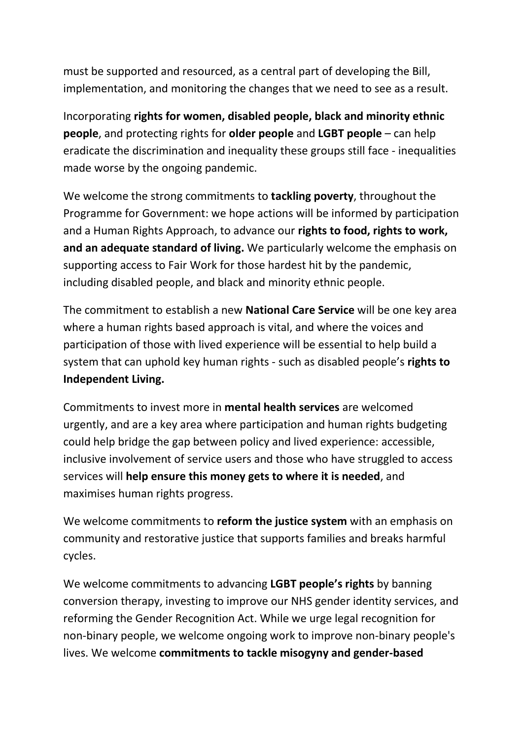must be supported and resourced, as a central part of developing the Bill, implementation, and monitoring the changes that we need to see as a result.

Incorporating **rights for women, disabled people, black and minority ethnic people**, and protecting rights for **older people** and **LGBT people** – can help eradicate the discrimination and inequality these groups still face - inequalities made worse by the ongoing pandemic.

We welcome the strong commitments to **tackling poverty**, throughout the Programme for Government: we hope actions will be informed by participation and a Human Rights Approach, to advance our **rights to food, rights to work, and an adequate standard of living.** We particularly welcome the emphasis on supporting access to Fair Work for those hardest hit by the pandemic, including disabled people, and black and minority ethnic people.

The commitment to establish a new **National Care Service** will be one key area where a human rights based approach is vital, and where the voices and participation of those with lived experience will be essential to help build a system that can uphold key human rights - such as disabled people's **rights to Independent Living.**

Commitments to invest more in **mental health services** are welcomed urgently, and are a key area where participation and human rights budgeting could help bridge the gap between policy and lived experience: accessible, inclusive involvement of service users and those who have struggled to access services will **help ensure this money gets to where it is needed**, and maximises human rights progress.

We welcome commitments to **reform the justice system** with an emphasis on community and restorative justice that supports families and breaks harmful cycles.

We welcome commitments to advancing **LGBT people's rights** by banning conversion therapy, investing to improve our NHS gender identity services, and reforming the Gender Recognition Act. While we urge legal recognition for non-binary people, we welcome ongoing work to improve non-binary people's lives. We welcome **commitments to tackle misogyny and gender-based**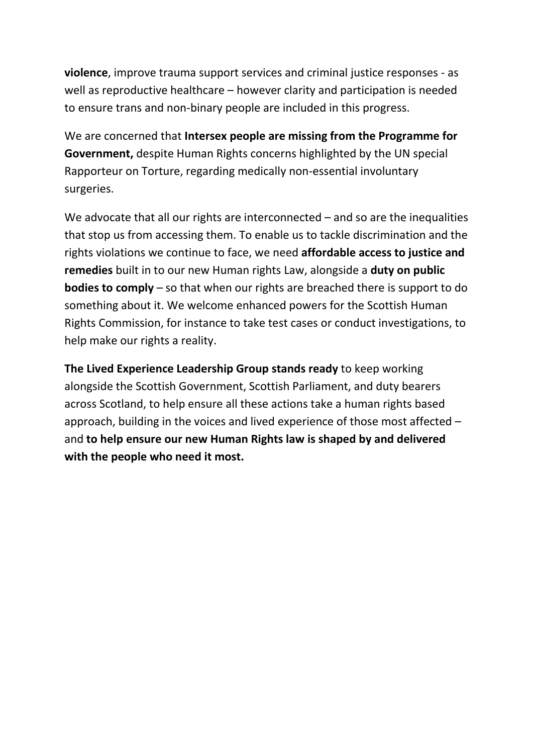**violence**, improve trauma support services and criminal justice responses - as well as reproductive healthcare – however clarity and participation is needed to ensure trans and non-binary people are included in this progress.

We are concerned that **Intersex people are missing from the Programme for Government,** despite Human Rights concerns highlighted by the UN special Rapporteur on Torture, regarding medically non-essential involuntary surgeries.

We advocate that all our rights are interconnected – and so are the inequalities that stop us from accessing them. To enable us to tackle discrimination and the rights violations we continue to face, we need **affordable access to justice and remedies** built in to our new Human rights Law, alongside a **duty on public bodies to comply** – so that when our rights are breached there is support to do something about it. We welcome enhanced powers for the Scottish Human Rights Commission, for instance to take test cases or conduct investigations, to help make our rights a reality.

**The Lived Experience Leadership Group stands ready** to keep working alongside the Scottish Government, Scottish Parliament, and duty bearers across Scotland, to help ensure all these actions take a human rights based approach, building in the voices and lived experience of those most affected – and **to help ensure our new Human Rights law is shaped by and delivered with the people who need it most.**